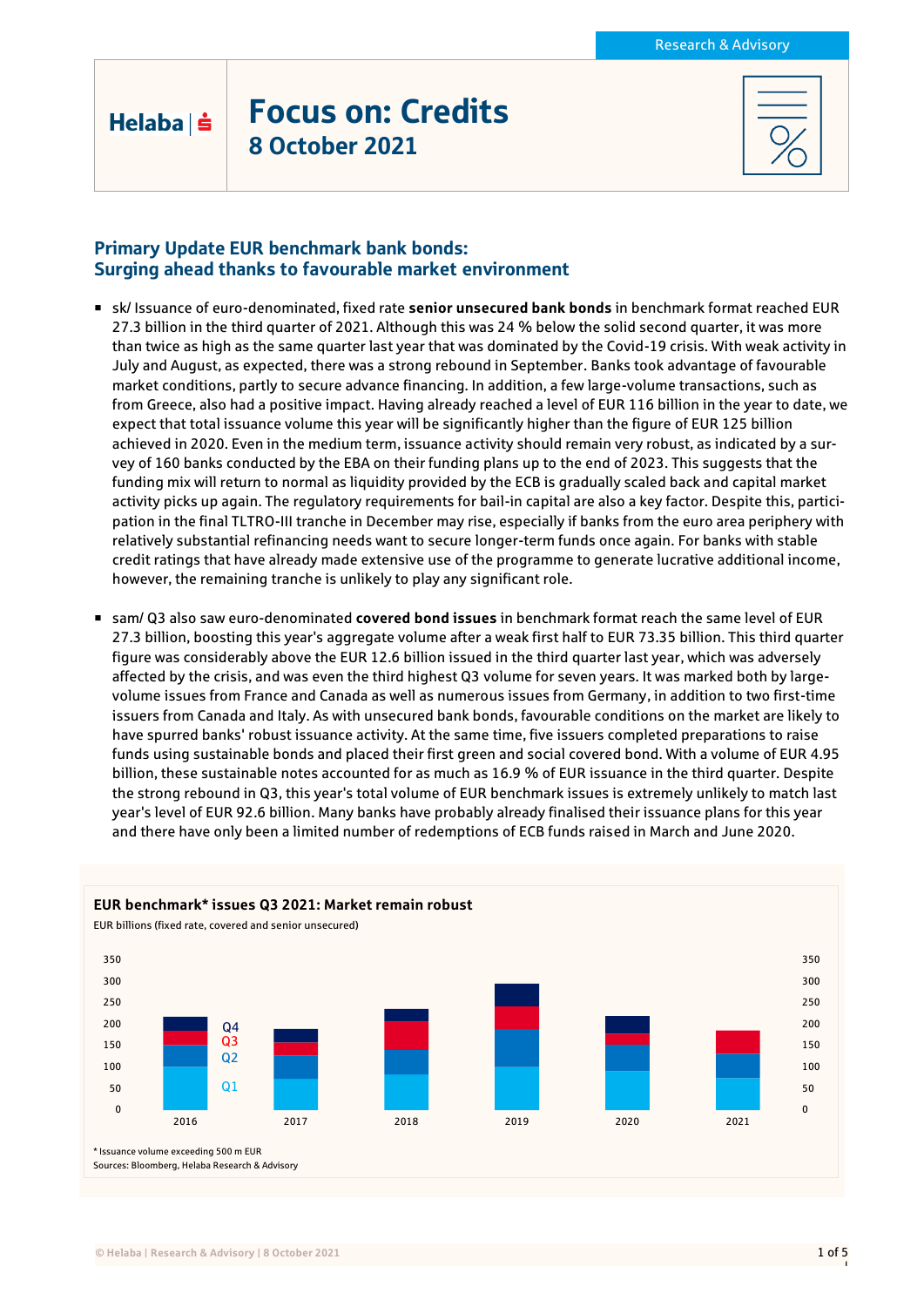# Focus on: Credits

## 8 October 2021

Research & Advisory

## Primary Update EUR benchmark bank bonds: Surging ahead thanks to favourable market environment

- sk/ Issuance of euro-denominated, fixed rate **senior unsecured bank bonds** in benchmark format reached EUR 27.3 billion in the third quarter of 2021. Although this was 24 % below the solid second quarter, it was more than twice as high as the same quarter last year that was dominated by the Covid-19 crisis. With weak activity in July and August, as expected, there was a strong rebound in September. Banks took advantage of favourable market conditions, partly to secure advance financing. In addition, a few large-volume transactions, such as from Greece, also had a positive impact. Having already reached a level of EUR 116 billion in the year to date, we expect that total issuance volume this year will be significantly higher than the figure of EUR 125 billion achieved in 2020. Even in the medium term, issuance activity should remain very robust, as indicated by a survey of 160 banks conducted by the EBA on their funding plans up to the end of 2023. This suggests that the funding mix will return to normal as liquidity provided by the ECB is gradually scaled back and capital market activity picks up again. The regulatory requirements for bail-in capital are also a key factor. Despite this, participation in the final TLTRO-III tranche in December may rise, especially if banks from the euro area periphery with relatively substantial refinancing needs want to secure longer-term funds once again. For banks with stable credit ratings that have already made extensive use of the programme to generate lucrative additional income, however, the remaining tranche is unlikely to play any significant role.

- sam/ Q3 also saw euro-denominated **covered bond issues** in benchmark format reach the same level of EUR 27.3 billion, boosting this year's aggregate volume after a weak first half to EUR 73.35 billion. This third quarter figure was considerably above the EUR 12.6 billion issued in the third quarter last year, which was adversely affected by the crisis, and was even the third highest Q3 volume for seven years. It was marked both by large-volume issues from France and Canada as well as numerous issues from Germany, in addition to two first-time issuers from Canada and Italy. As with unsecured bank bonds, favourable conditions on the market are likely to have spurred banks' robust issuance activity. At the same time, five issuers completed preparations to raise funds using sustainable bonds and placed their first green and social covered bond. With a volume of EUR 4.95 billion, these sustainable notes accounted for as much as 16.9 % of EUR issuance in the third quarter. Despite the strong rebound in Q3, this year's total volume of EUR benchmark issues is extremely unlikely to match last year's level of EUR 92.6 billion. Many banks have probably already finalised their issuance plans for this year and there have only been a limited number of redemptions of ECB funds raised in March and June 2020.

**EUR benchmark\* issues Q3 2021: Market remain robust**

EUR billions (fixed rate, covered and senior unsecured)

[Stacked bar chart, 2016–2021, quarterly segments Q1–Q4; y-axis 0–350]

\* Issuance volume exceeding 500 m EUR

Sources: Bloomberg, Helaba Research & Advisory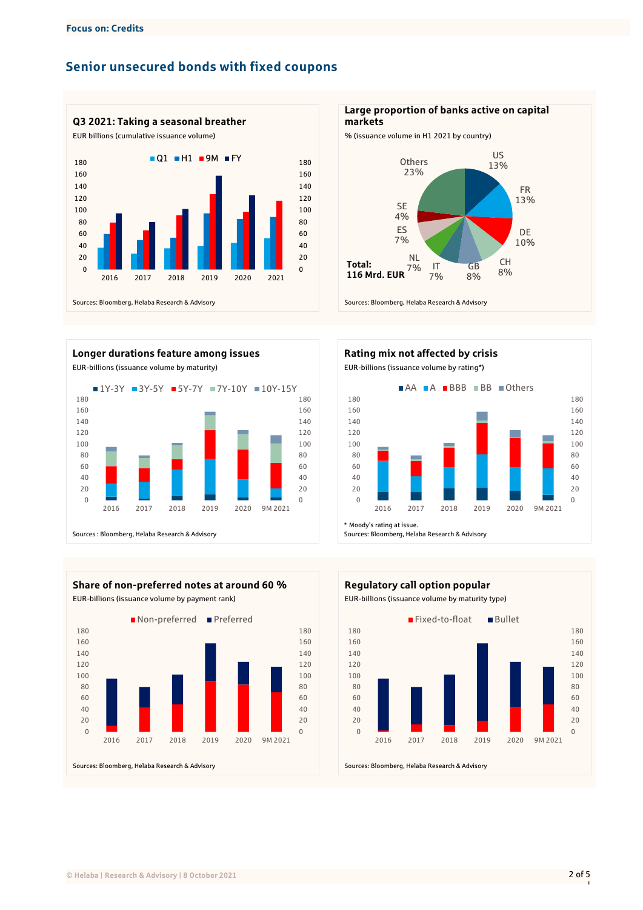## Senior unsecured bonds with fixed coupons

### Q3 2021: Taking a seasonal breather

EUR billions (cumulative issuance volume)

Q1 | H1 | 9M | FY

Sources: Bloomberg, Helaba Research & Advisory

### Large proportion of banks active on capital markets

% (issuance volume in H1 2021 by country)

US 13%, FR 13%, DE 10%, CH 8%, GB 8%, IT 7%, NL 7%, ES 7%, SE 4%, Others 23%

**Total: 116 Mrd. EUR**

Sources: Bloomberg, Helaba Research & Advisory

### Longer durations feature among issues

EUR-billions (issuance volume by maturity)

1Y-3Y | 3Y-5Y | 5Y-7Y | 7Y-10Y | 10Y-15Y

Sources : Bloomberg, Helaba Research & Advisory

### Rating mix not affected by crisis

EUR-billions (issuance volume by rating*)

AA | A | BBB | BB | Others

* Moody's rating at issue.

Sources: Bloomberg, Helaba Research & Advisory

### Share of non-preferred notes at around 60 %

EUR-billions (issuance volume by payment rank)

Non-preferred | Preferred

Sources: Bloomberg, Helaba Research & Advisory

### Regulatory call option popular

EUR-billions (issuance volume by maturity type)

Fixed-to-float | Bullet

Sources: Bloomberg, Helaba Research & Advisory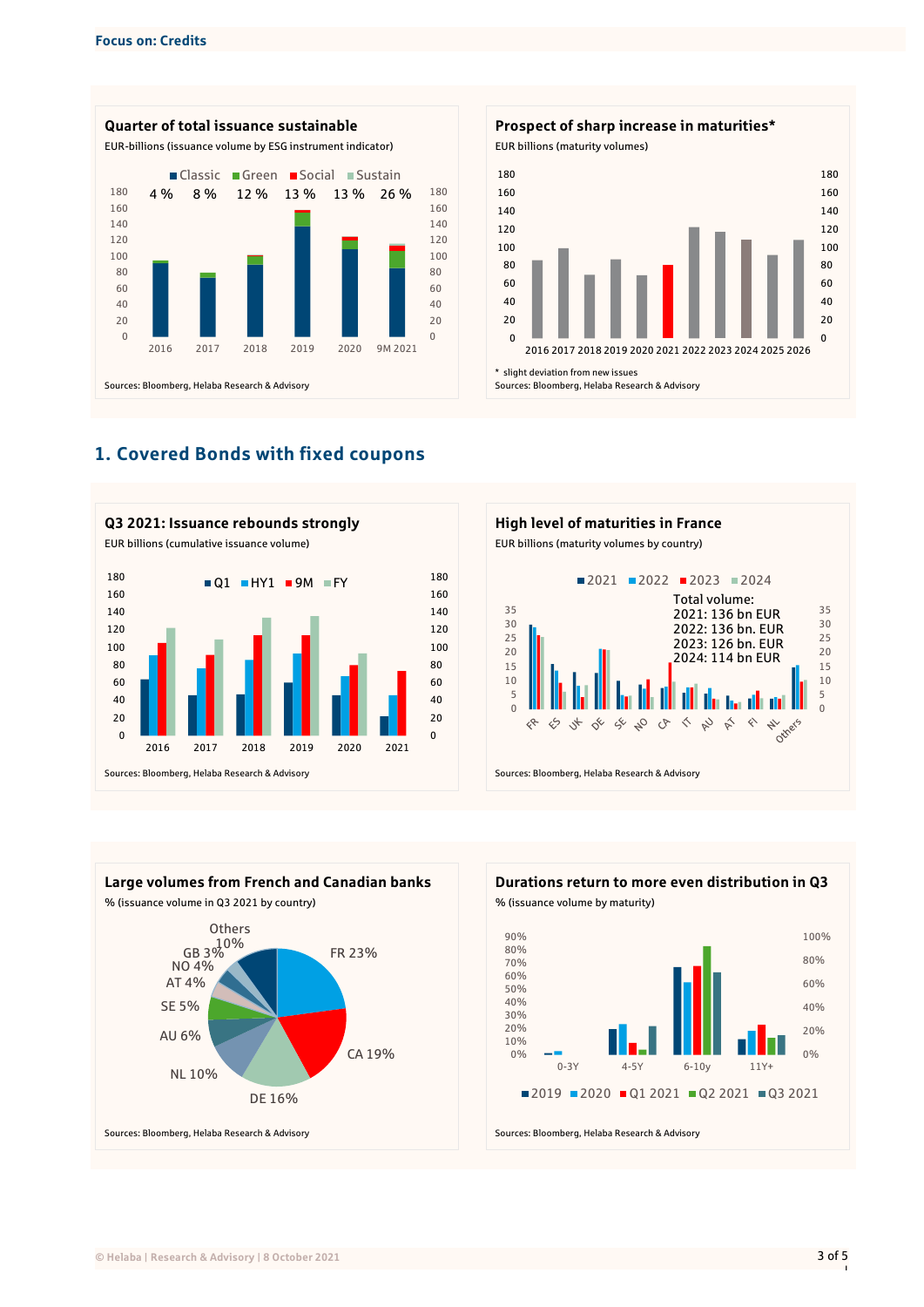**Quarter of total issuance sustainable**

EUR-billions (issuance volume by ESG instrument indicator)

Classic, Green, Social, Sustain

2016: 4 %, 2017: 8 %, 2018: 12 %, 2019: 13 %, 2020: 13 %, 9M 2021: 26 %

Sources: Bloomberg, Helaba Research & Advisory

**Prospect of sharp increase in maturities***

EUR billions (maturity volumes)

\* slight deviation from new issues

Sources: Bloomberg, Helaba Research & Advisory

## 1. Covered Bonds with fixed coupons

**Q3 2021: Issuance rebounds strongly**

EUR billions (cumulative issuance volume)

Q1, HY1, 9M, FY

Sources: Bloomberg, Helaba Research & Advisory

**High level of maturities in France**

EUR billions (maturity volumes by country)

2021, 2022, 2023, 2024

Total volume:
2021: 136 bn EUR
2022: 136 bn. EUR
2023: 126 bn. EUR
2024: 114 bn EUR

Sources: Bloomberg, Helaba Research & Advisory

**Large volumes from French and Canadian banks**

% (issuance volume in Q3 2021 by country)

FR 23%, CA 19%, DE 16%, NL 10%, AU 6%, SE 5%, AT 4%, NO 4%, GB 3%, Others 10%

Sources: Bloomberg, Helaba Research & Advisory

**Durations return to more even distribution in Q3**

% (issuance volume by maturity)

0-3Y, 4-5Y, 6-10y, 11Y+

2019, 2020, Q1 2021, Q2 2021, Q3 2021

Sources: Bloomberg, Helaba Research & Advisory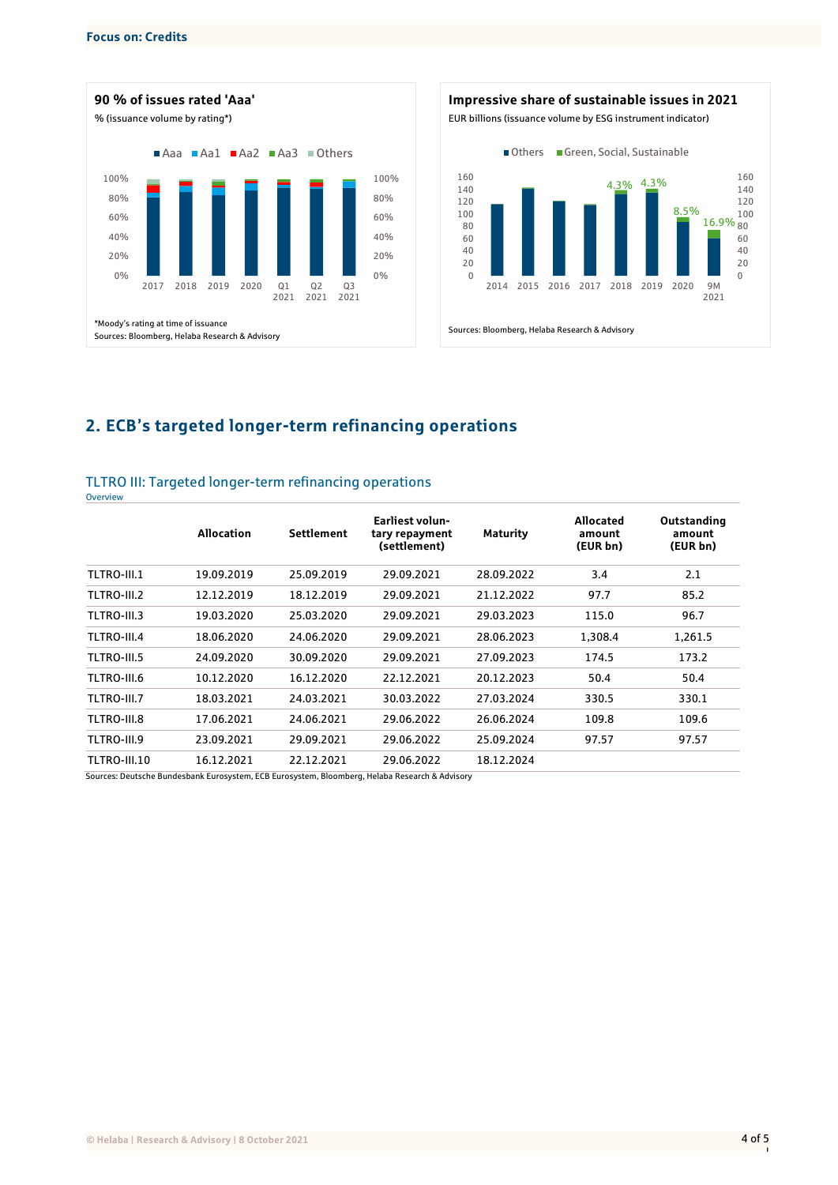### 90 % of issues rated 'Aaa'

% (issuance volume by rating*)

*Moody's rating at time of issuance

Sources: Bloomberg, Helaba Research & Advisory

### Impressive share of sustainable issues in 2021

EUR billions (issuance volume by ESG instrument indicator)

Sources: Bloomberg, Helaba Research & Advisory

## 2. ECB's targeted longer-term refinancing operations

### TLTRO III: Targeted longer-term refinancing operations

Overview

| | Allocation | Settlement | Earliest voluntary repayment (settlement) | Maturity | Allocated amount (EUR bn) | Outstanding amount (EUR bn) |
|---|---|---|---|---|---|---|
| TLTRO-III.1 | 19.09.2019 | 25.09.2019 | 29.09.2021 | 28.09.2022 | 3.4 | 2.1 |
| TLTRO-III.2 | 12.12.2019 | 18.12.2019 | 29.09.2021 | 21.12.2022 | 97.7 | 85.2 |
| TLTRO-III.3 | 19.03.2020 | 25.03.2020 | 29.09.2021 | 29.03.2023 | 115.0 | 96.7 |
| TLTRO-III.4 | 18.06.2020 | 24.06.2020 | 29.09.2021 | 28.06.2023 | 1,308.4 | 1,261.5 |
| TLTRO-III.5 | 24.09.2020 | 30.09.2020 | 29.09.2021 | 27.09.2023 | 174.5 | 173.2 |
| TLTRO-III.6 | 10.12.2020 | 16.12.2020 | 22.12.2021 | 20.12.2023 | 50.4 | 50.4 |
| TLTRO-III.7 | 18.03.2021 | 24.03.2021 | 30.03.2022 | 27.03.2024 | 330.5 | 330.1 |
| TLTRO-III.8 | 17.06.2021 | 24.06.2021 | 29.06.2022 | 26.06.2024 | 109.8 | 109.6 |
| TLTRO-III.9 | 23.09.2021 | 29.09.2021 | 29.06.2022 | 25.09.2024 | 97.57 | 97.57 |
| TLTRO-III.10 | 16.12.2021 | 22.12.2021 | 29.06.2022 | 18.12.2024 | | |

Sources: Deutsche Bundesbank Eurosystem, ECB Eurosystem, Bloomberg, Helaba Research & Advisory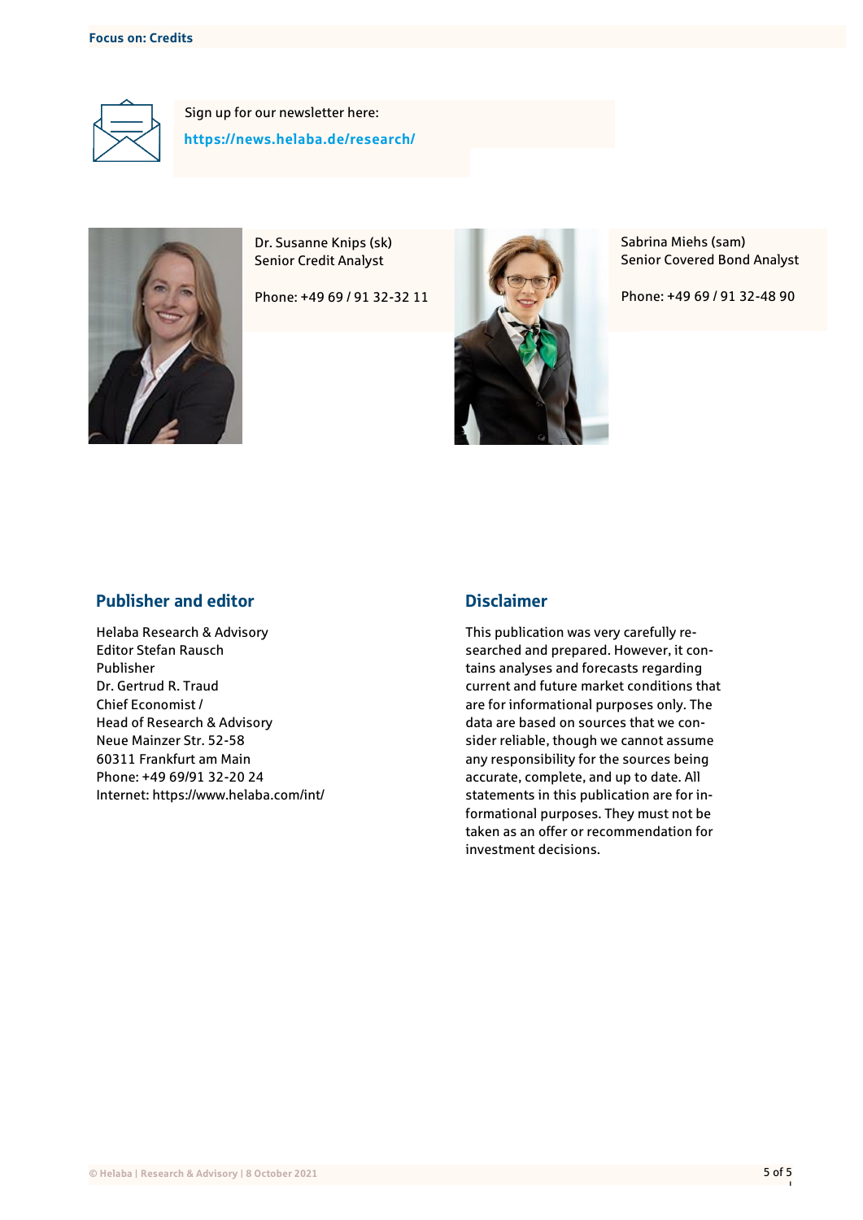Sign up for our newsletter here:

**https://news.helaba.de/research/**

Dr. Susanne Knips (sk)
Senior Credit Analyst

Phone: +49 69 / 91 32-32 11

Sabrina Miehs (sam)
Senior Covered Bond Analyst

Phone: +49 69 / 91 32-48 90

## Publisher and editor

Helaba Research & Advisory
Editor Stefan Rausch
Publisher
Dr. Gertrud R. Traud
Chief Economist /
Head of Research & Advisory
Neue Mainzer Str. 52-58
60311 Frankfurt am Main
Phone: +49 69/91 32-20 24
Internet: https://www.helaba.com/int/

## Disclaimer

This publication was very carefully researched and prepared. However, it contains analyses and forecasts regarding current and future market conditions that are for informational purposes only. The data are based on sources that we consider reliable, though we cannot assume any responsibility for the sources being accurate, complete, and up to date. All statements in this publication are for informational purposes. They must not be taken as an offer or recommendation for investment decisions.